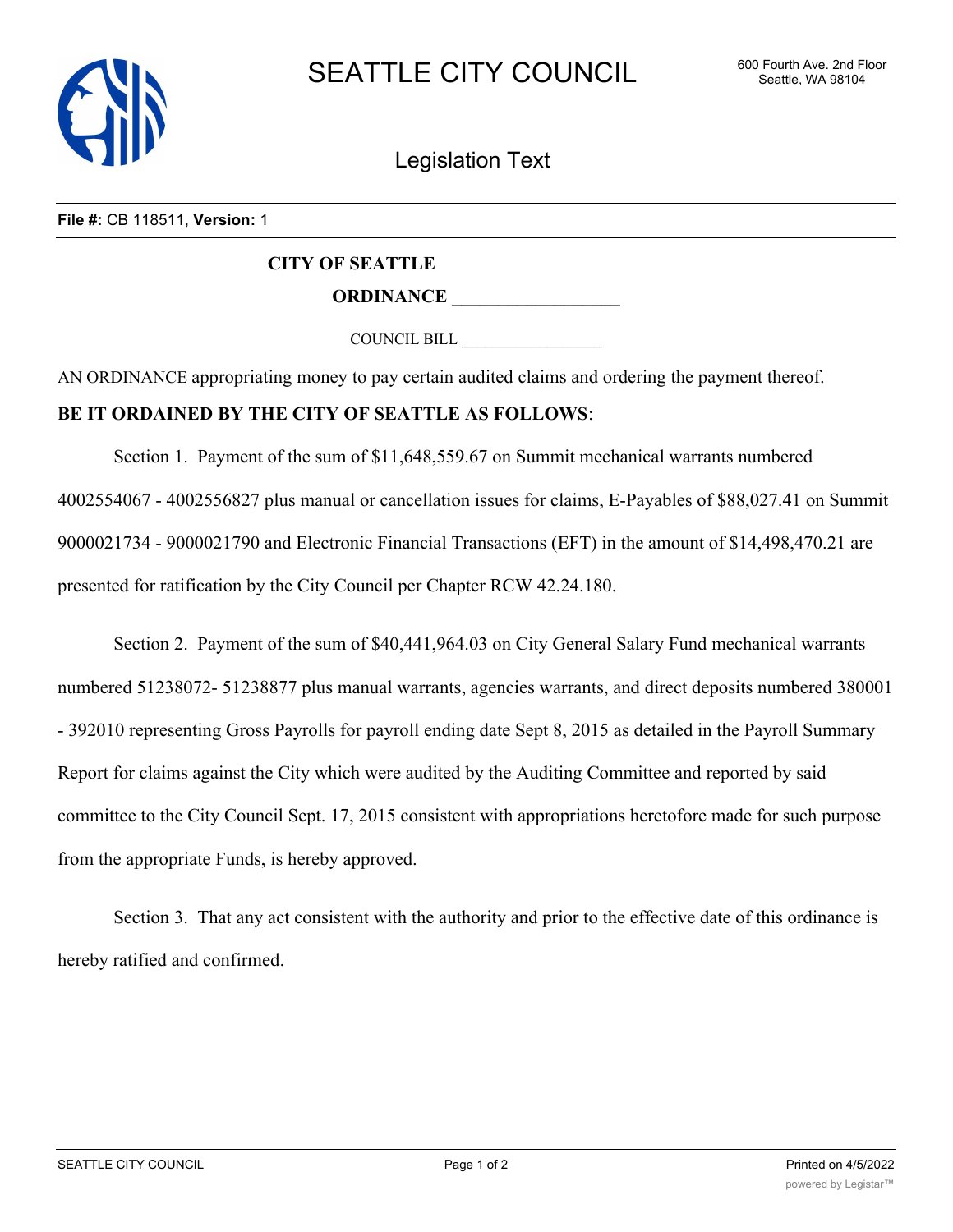# SEATTLE CITY COUNCIL

600 Fourth Ave. 2nd Floor
Seattle, WA 98104

## Legislation Text

**File #:** CB 118511, **Version:** 1

**CITY OF SEATTLE**

**ORDINANCE \_\_\_\_\_\_\_\_\_\_\_\_\_\_\_\_\_\_**

COUNCIL BILL \_\_\_\_\_\_\_\_\_\_\_\_\_\_\_\_\_\_

AN ORDINANCE appropriating money to pay certain audited claims and ordering the payment thereof.

**BE IT ORDAINED BY THE CITY OF SEATTLE AS FOLLOWS**:

Section 1. Payment of the sum of $11,648,559.67 on Summit mechanical warrants numbered 4002554067 - 4002556827 plus manual or cancellation issues for claims, E-Payables of $88,027.41 on Summit 9000021734 - 9000021790 and Electronic Financial Transactions (EFT) in the amount of $14,498,470.21 are presented for ratification by the City Council per Chapter RCW 42.24.180.

Section 2. Payment of the sum of $40,441,964.03 on City General Salary Fund mechanical warrants numbered 51238072- 51238877 plus manual warrants, agencies warrants, and direct deposits numbered 380001 - 392010 representing Gross Payrolls for payroll ending date Sept 8, 2015 as detailed in the Payroll Summary Report for claims against the City which were audited by the Auditing Committee and reported by said committee to the City Council Sept. 17, 2015 consistent with appropriations heretofore made for such purpose from the appropriate Funds, is hereby approved.

Section 3. That any act consistent with the authority and prior to the effective date of this ordinance is hereby ratified and confirmed.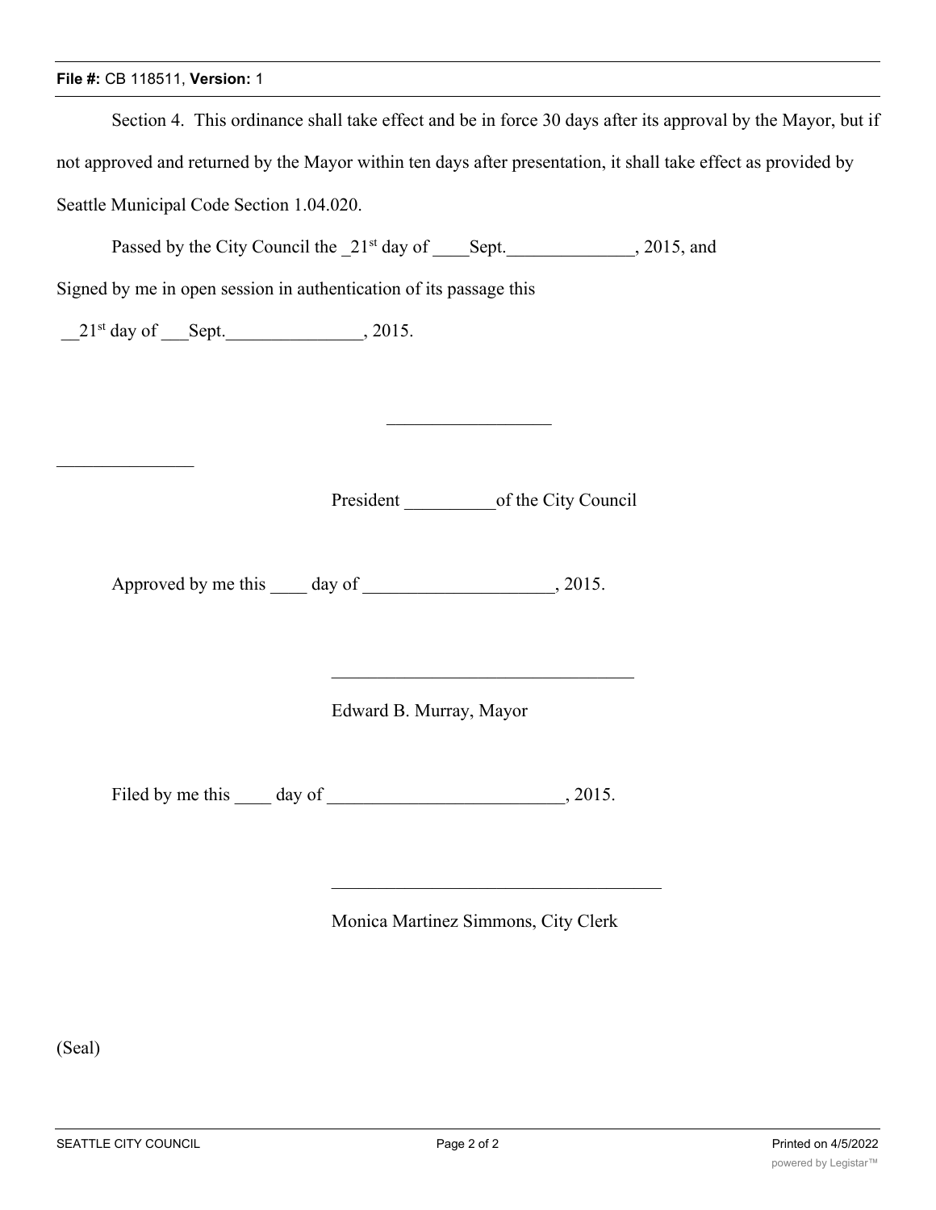Section 4. This ordinance shall take effect and be in force 30 days after its approval by the Mayor, but if not approved and returned by the Mayor within ten days after presentation, it shall take effect as provided by Seattle Municipal Code Section 1.04.020.

Passed by the City Council the _21st day of ____Sept._______________, 2015, and

Signed by me in open session in authentication of its passage this

__21st day of ___Sept.________________, 2015.

___________________

________________

President __________of the City Council

Approved by me this ____ day of _____________________, 2015.

___________________________________

Edward B. Murray, Mayor

Filed by me this ____ day of __________________________, 2015.

_____________________________________

Monica Martinez Simmons, City Clerk

(Seal)